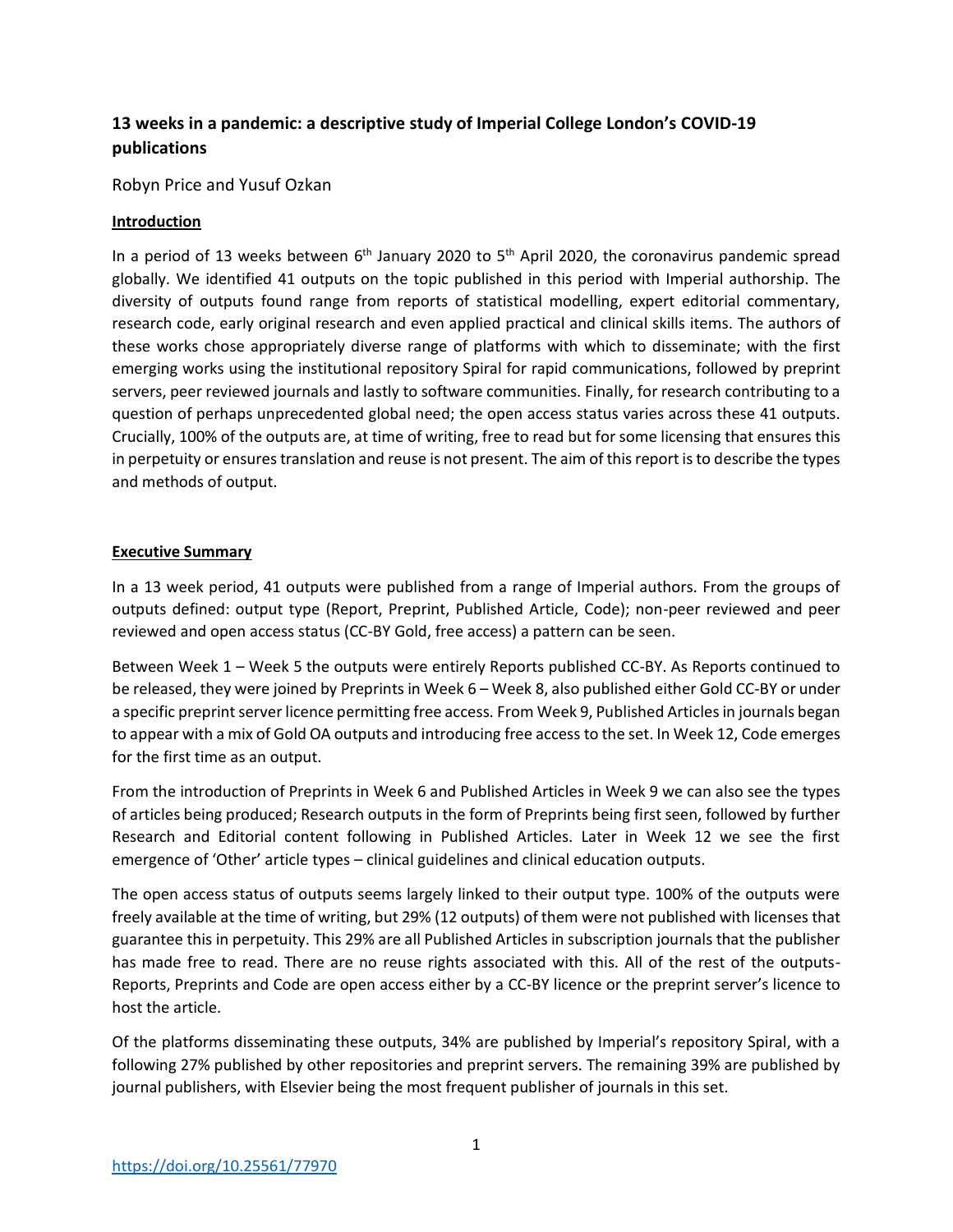# 13 weeks in a pandemic: a descriptive study of Imperial College London's COVID-19 publications

Robyn Price and Yusuf Ozkan

## Introduction

In a period of 13 weeks between 6th January 2020 to 5th April 2020, the coronavirus pandemic spread globally. We identified 41 outputs on the topic published in this period with Imperial authorship. The diversity of outputs found range from reports of statistical modelling, expert editorial commentary, research code, early original research and even applied practical and clinical skills items. The authors of these works chose appropriately diverse range of platforms with which to disseminate; with the first emerging works using the institutional repository Spiral for rapid communications, followed by preprint servers, peer reviewed journals and lastly to software communities. Finally, for research contributing to a question of perhaps unprecedented global need; the open access status varies across these 41 outputs. Crucially, 100% of the outputs are, at time of writing, free to read but for some licensing that ensures this in perpetuity or ensures translation and reuse is not present. The aim of this report is to describe the types and methods of output.

## Executive Summary

In a 13 week period, 41 outputs were published from a range of Imperial authors. From the groups of outputs defined: output type (Report, Preprint, Published Article, Code); non-peer reviewed and peer reviewed and open access status (CC-BY Gold, free access) a pattern can be seen.

Between Week 1 – Week 5 the outputs were entirely Reports published CC-BY. As Reports continued to be released, they were joined by Preprints in Week 6 – Week 8, also published either Gold CC-BY or under a specific preprint server licence permitting free access. From Week 9, Published Articles in journals began to appear with a mix of Gold OA outputs and introducing free access to the set. In Week 12, Code emerges for the first time as an output.

From the introduction of Preprints in Week 6 and Published Articles in Week 9 we can also see the types of articles being produced; Research outputs in the form of Preprints being first seen, followed by further Research and Editorial content following in Published Articles. Later in Week 12 we see the first emergence of 'Other' article types – clinical guidelines and clinical education outputs.

The open access status of outputs seems largely linked to their output type. 100% of the outputs were freely available at the time of writing, but 29% (12 outputs) of them were not published with licenses that guarantee this in perpetuity. This 29% are all Published Articles in subscription journals that the publisher has made free to read. There are no reuse rights associated with this. All of the rest of the outputs- Reports, Preprints and Code are open access either by a CC-BY licence or the preprint server's licence to host the article.

Of the platforms disseminating these outputs, 34% are published by Imperial's repository Spiral, with a following 27% published by other repositories and preprint servers. The remaining 39% are published by journal publishers, with Elsevier being the most frequent publisher of journals in this set.

https://doi.org/10.25561/77970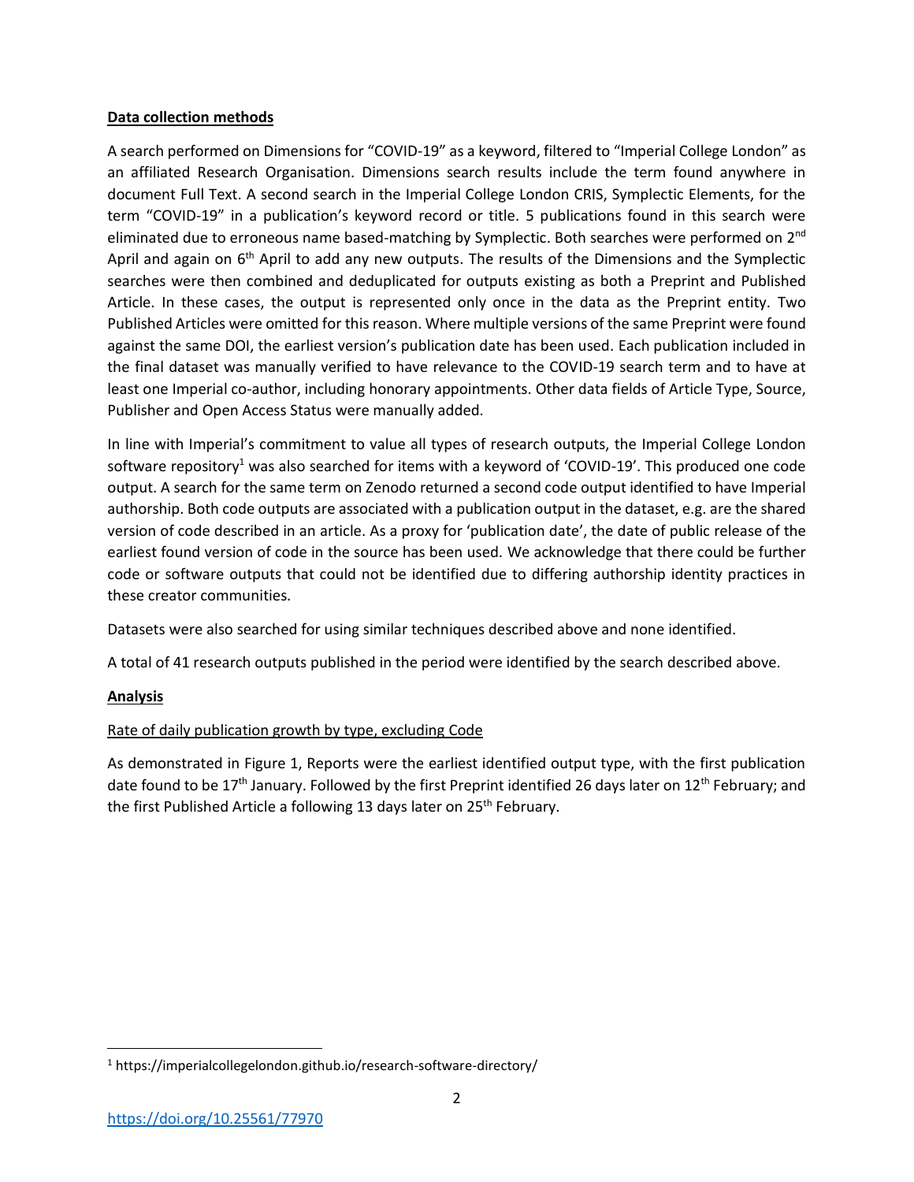**Data collection methods**

A search performed on Dimensions for "COVID-19" as a keyword, filtered to "Imperial College London" as an affiliated Research Organisation. Dimensions search results include the term found anywhere in document Full Text. A second search in the Imperial College London CRIS, Symplectic Elements, for the term "COVID-19" in a publication's keyword record or title. 5 publications found in this search were eliminated due to erroneous name based-matching by Symplectic. Both searches were performed on 2nd April and again on 6th April to add any new outputs. The results of the Dimensions and the Symplectic searches were then combined and deduplicated for outputs existing as both a Preprint and Published Article. In these cases, the output is represented only once in the data as the Preprint entity. Two Published Articles were omitted for this reason. Where multiple versions of the same Preprint were found against the same DOI, the earliest version's publication date has been used. Each publication included in the final dataset was manually verified to have relevance to the COVID-19 search term and to have at least one Imperial co-author, including honorary appointments. Other data fields of Article Type, Source, Publisher and Open Access Status were manually added.

In line with Imperial's commitment to value all types of research outputs, the Imperial College London software repository[1] was also searched for items with a keyword of 'COVID-19'. This produced one code output. A search for the same term on Zenodo returned a second code output identified to have Imperial authorship. Both code outputs are associated with a publication output in the dataset, e.g. are the shared version of code described in an article. As a proxy for 'publication date', the date of public release of the earliest found version of code in the source has been used. We acknowledge that there could be further code or software outputs that could not be identified due to differing authorship identity practices in these creator communities.

Datasets were also searched for using similar techniques described above and none identified.

A total of 41 research outputs published in the period were identified by the search described above.

**Analysis**

Rate of daily publication growth by type, excluding Code

As demonstrated in Figure 1, Reports were the earliest identified output type, with the first publication date found to be 17th January. Followed by the first Preprint identified 26 days later on 12th February; and the first Published Article a following 13 days later on 25th February.

[1] https://imperialcollegelondon.github.io/research-software-directory/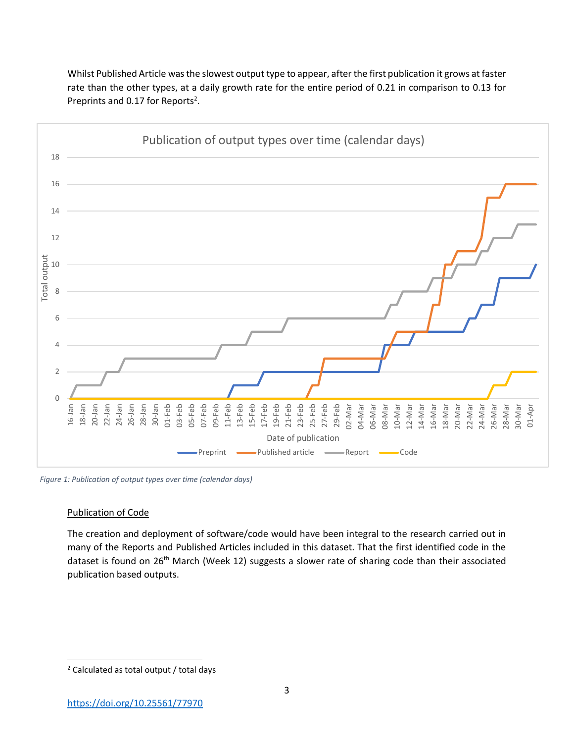Whilst Published Article was the slowest output type to appear, after the first publication it grows at faster rate than the other types, at a daily growth rate for the entire period of 0.21 in comparison to 0.13 for Preprints and 0.17 for Reports[2].

*Figure 1: Publication of output types over time (calendar days)*

<u>Publication of Code</u>

The creation and deployment of software/code would have been integral to the research carried out in many of the Reports and Published Articles included in this dataset. That the first identified code in the dataset is found on 26th March (Week 12) suggests a slower rate of sharing code than their associated publication based outputs.

[2] Calculated as total output / total days

https://doi.org/10.25561/77970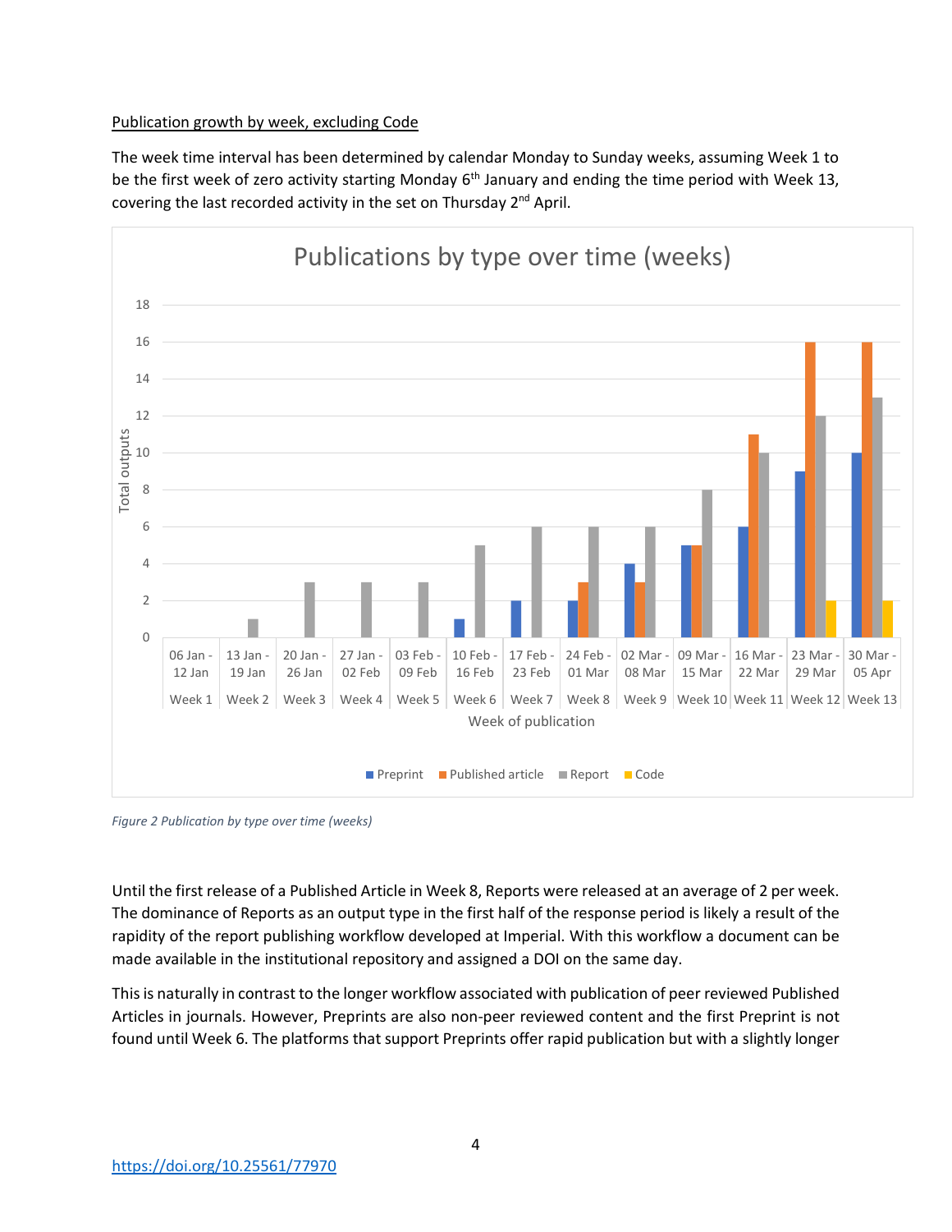Publication growth by week, excluding Code

The week time interval has been determined by calendar Monday to Sunday weeks, assuming Week 1 to be the first week of zero activity starting Monday 6th January and ending the time period with Week 13, covering the last recorded activity in the set on Thursday 2nd April.

*Figure 2 Publication by type over time (weeks)*

Until the first release of a Published Article in Week 8, Reports were released at an average of 2 per week. The dominance of Reports as an output type in the first half of the response period is likely a result of the rapidity of the report publishing workflow developed at Imperial. With this workflow a document can be made available in the institutional repository and assigned a DOI on the same day.

This is naturally in contrast to the longer workflow associated with publication of peer reviewed Published Articles in journals. However, Preprints are also non-peer reviewed content and the first Preprint is not found until Week 6. The platforms that support Preprints offer rapid publication but with a slightly longer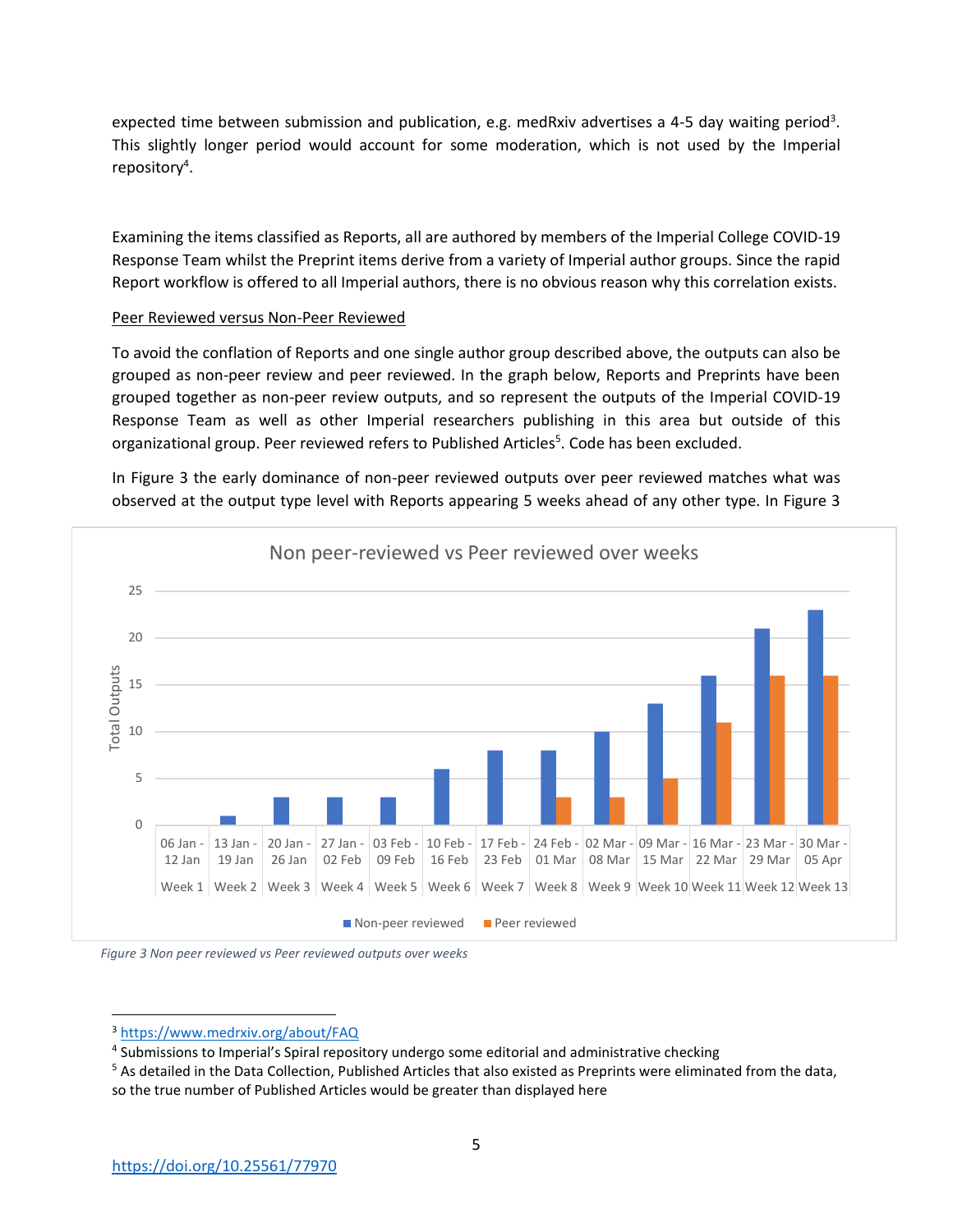expected time between submission and publication, e.g. medRxiv advertises a 4-5 day waiting period[3]. This slightly longer period would account for some moderation, which is not used by the Imperial repository[4].

Examining the items classified as Reports, all are authored by members of the Imperial College COVID-19 Response Team whilst the Preprint items derive from a variety of Imperial author groups. Since the rapid Report workflow is offered to all Imperial authors, there is no obvious reason why this correlation exists.

## Peer Reviewed versus Non-Peer Reviewed

To avoid the conflation of Reports and one single author group described above, the outputs can also be grouped as non-peer review and peer reviewed. In the graph below, Reports and Preprints have been grouped together as non-peer review outputs, and so represent the outputs of the Imperial COVID-19 Response Team as well as other Imperial researchers publishing in this area but outside of this organizational group. Peer reviewed refers to Published Articles[5]. Code has been excluded.

In Figure 3 the early dominance of non-peer reviewed outputs over peer reviewed matches what was observed at the output type level with Reports appearing 5 weeks ahead of any other type. In Figure 3

*Figure 3 Non peer reviewed vs Peer reviewed outputs over weeks*

---

[3] https://www.medrxiv.org/about/FAQ

[4] Submissions to Imperial's Spiral repository undergo some editorial and administrative checking

[5] As detailed in the Data Collection, Published Articles that also existed as Preprints were eliminated from the data, so the true number of Published Articles would be greater than displayed here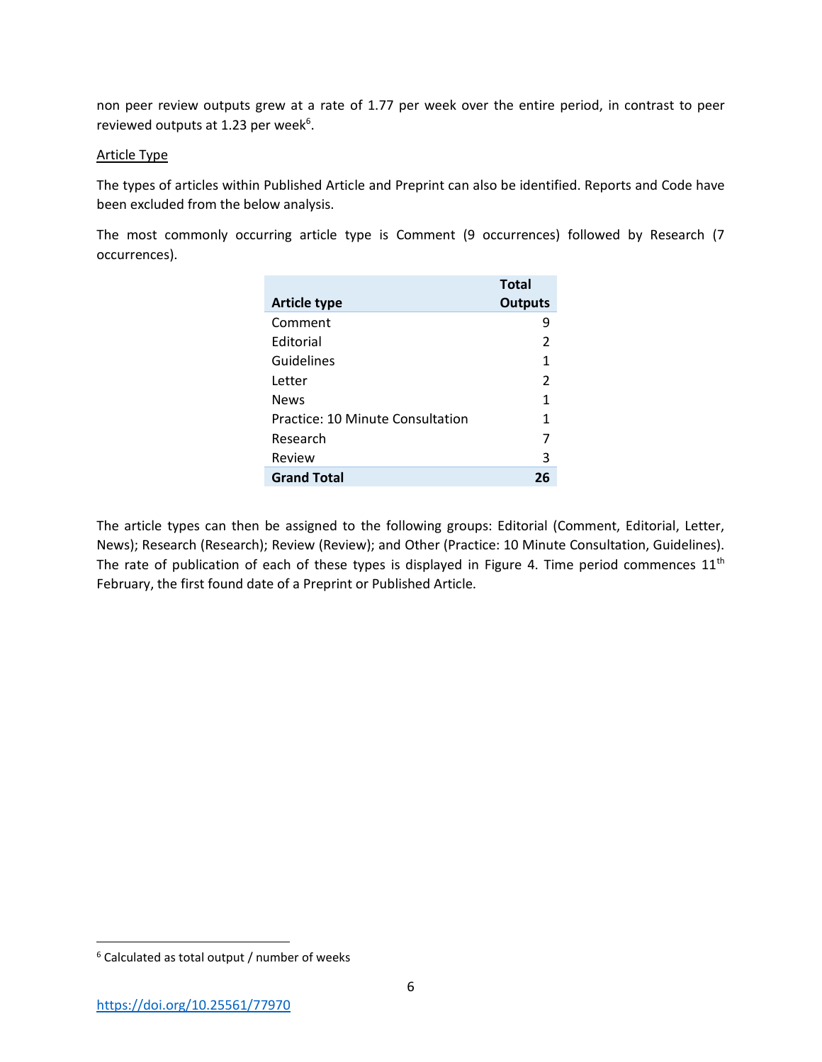non peer review outputs grew at a rate of 1.77 per week over the entire period, in contrast to peer reviewed outputs at 1.23 per week[6].

Article Type

The types of articles within Published Article and Preprint can also be identified. Reports and Code have been excluded from the below analysis.

The most commonly occurring article type is Comment (9 occurrences) followed by Research (7 occurrences).

| Article type | Total Outputs |
|---|---|
| Comment | 9 |
| Editorial | 2 |
| Guidelines | 1 |
| Letter | 2 |
| News | 1 |
| Practice: 10 Minute Consultation | 1 |
| Research | 7 |
| Review | 3 |
| **Grand Total** | **26** |

The article types can then be assigned to the following groups: Editorial (Comment, Editorial, Letter, News); Research (Research); Review (Review); and Other (Practice: 10 Minute Consultation, Guidelines). The rate of publication of each of these types is displayed in Figure 4. Time period commences 11th February, the first found date of a Preprint or Published Article.

[6] Calculated as total output / number of weeks

https://doi.org/10.25561/77970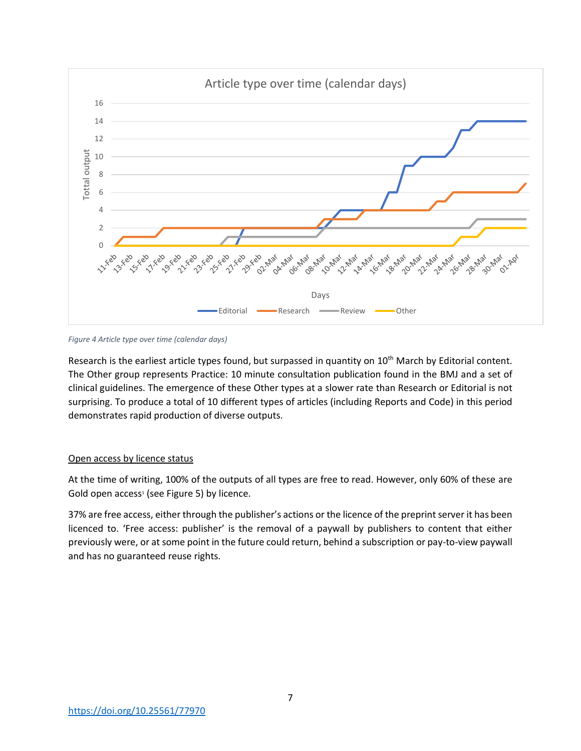Figure 4 Article type over time (calendar days)

Research is the earliest article types found, but surpassed in quantity on 10th March by Editorial content. The Other group represents Practice: 10 minute consultation publication found in the BMJ and a set of clinical guidelines. The emergence of these Other types at a slower rate than Research or Editorial is not surprising. To produce a total of 10 different types of articles (including Reports and Code) in this period demonstrates rapid production of diverse outputs.

## Open access by licence status

At the time of writing, 100% of the outputs of all types are free to read. However, only 60% of these are Gold open access[1] (see Figure 5) by licence.

37% are free access, either through the publisher's actions or the licence of the preprint server it has been licenced to. 'Free access: publisher' is the removal of a paywall by publishers to content that either previously were, or at some point in the future could return, behind a subscription or pay-to-view paywall and has no guaranteed reuse rights.

https://doi.org/10.25561/77970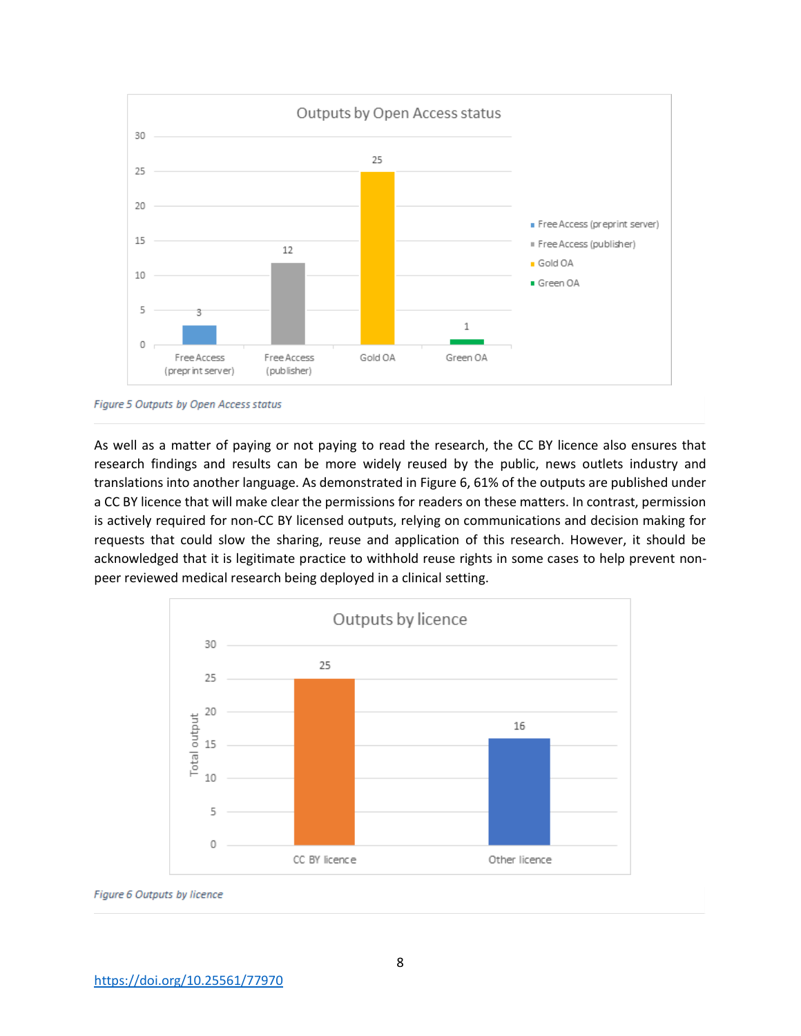Outputs by Open Access status

| | Free Access (preprint server) | Free Access (publisher) | Gold OA | Green OA |
|---|---|---|---|---|
| Outputs | 3 | 12 | 25 | 1 |

*Figure 5 Outputs by Open Access status*

As well as a matter of paying or not paying to read the research, the CC BY licence also ensures that research findings and results can be more widely reused by the public, news outlets industry and translations into another language. As demonstrated in Figure 6, 61% of the outputs are published under a CC BY licence that will make clear the permissions for readers on these matters. In contrast, permission is actively required for non-CC BY licensed outputs, relying on communications and decision making for requests that could slow the sharing, reuse and application of this research. However, it should be acknowledged that it is legitimate practice to withhold reuse rights in some cases to help prevent non-peer reviewed medical research being deployed in a clinical setting.

Outputs by licence

| | CC BY licence | Other licence |
|---|---|---|
| Total output | 25 | 16 |

*Figure 6 Outputs by licence*

https://doi.org/10.25561/77970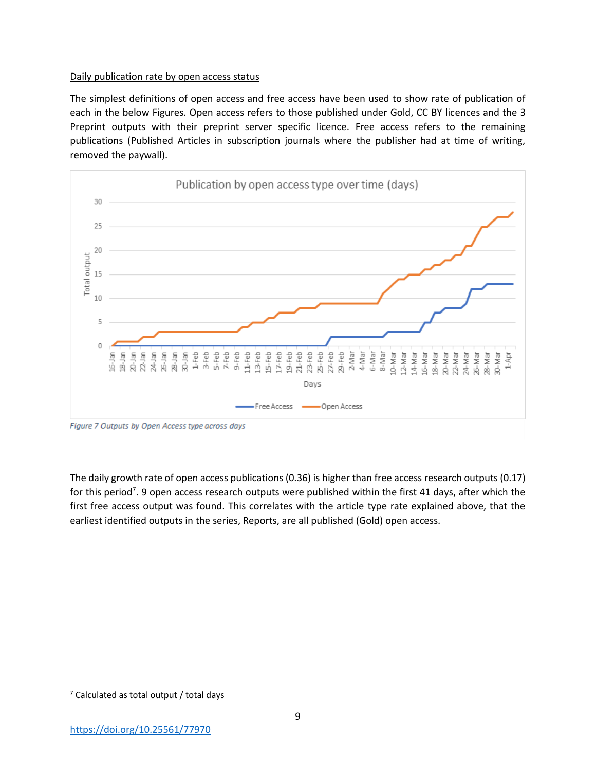Daily publication rate by open access status

The simplest definitions of open access and free access have been used to show rate of publication of each in the below Figures. Open access refers to those published under Gold, CC BY licences and the 3 Preprint outputs with their preprint server specific licence. Free access refers to the remaining publications (Published Articles in subscription journals where the publisher had at time of writing, removed the paywall).

*Figure 7 Outputs by Open Access type across days*

The daily growth rate of open access publications (0.36) is higher than free access research outputs (0.17) for this period[7]. 9 open access research outputs were published within the first 41 days, after which the first free access output was found. This correlates with the article type rate explained above, that the earliest identified outputs in the series, Reports, are all published (Gold) open access.

[7] Calculated as total output / total days

https://doi.org/10.25561/77970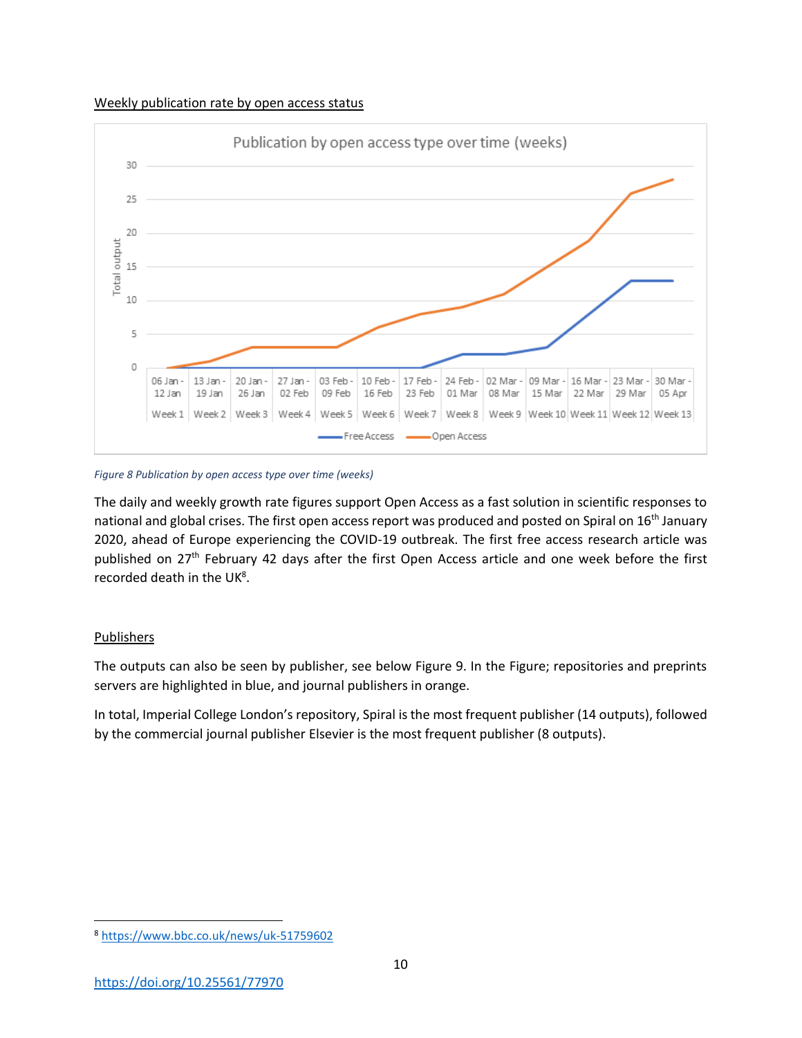Weekly publication rate by open access status

*Figure 8 Publication by open access type over time (weeks)*

The daily and weekly growth rate figures support Open Access as a fast solution in scientific responses to national and global crises. The first open access report was produced and posted on Spiral on 16th January 2020, ahead of Europe experiencing the COVID-19 outbreak. The first free access research article was published on 27th February 42 days after the first Open Access article and one week before the first recorded death in the UK[8].

## Publishers

The outputs can also be seen by publisher, see below Figure 9. In the Figure; repositories and preprints servers are highlighted in blue, and journal publishers in orange.

In total, Imperial College London's repository, Spiral is the most frequent publisher (14 outputs), followed by the commercial journal publisher Elsevier is the most frequent publisher (8 outputs).

[8] https://www.bbc.co.uk/news/uk-51759602

https://doi.org/10.25561/77970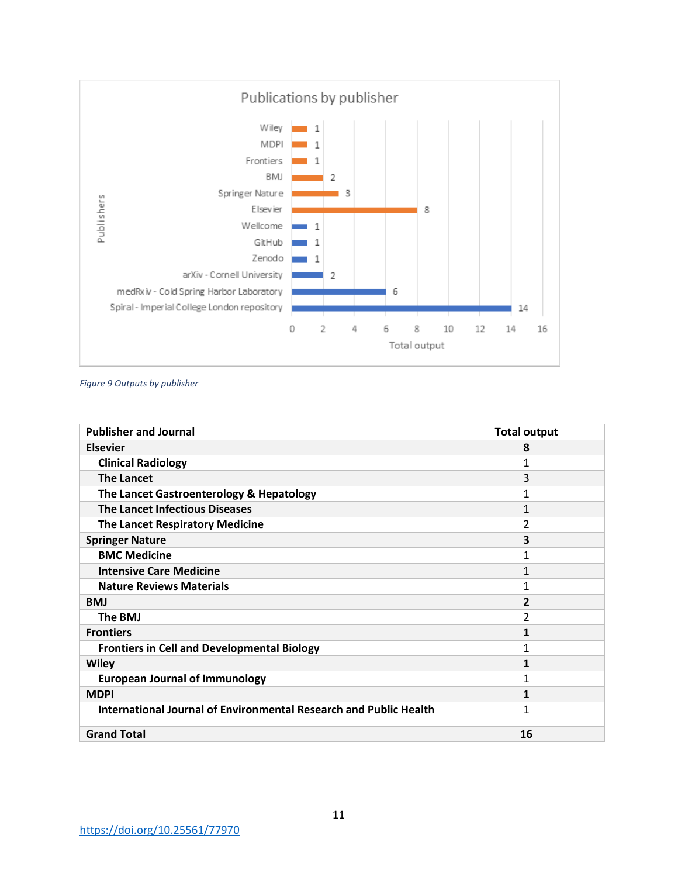*Figure 9 Outputs by publisher*

| Publisher and Journal | Total output |
|---|---|
| **Elsevier** | **8** |
| Clinical Radiology | 1 |
| The Lancet | 3 |
| The Lancet Gastroenterology & Hepatology | 1 |
| The Lancet Infectious Diseases | 1 |
| The Lancet Respiratory Medicine | 2 |
| **Springer Nature** | **3** |
| BMC Medicine | 1 |
| Intensive Care Medicine | 1 |
| Nature Reviews Materials | 1 |
| **BMJ** | **2** |
| The BMJ | 2 |
| **Frontiers** | **1** |
| Frontiers in Cell and Developmental Biology | 1 |
| **Wiley** | **1** |
| European Journal of Immunology | 1 |
| **MDPI** | **1** |
| International Journal of Environmental Research and Public Health | 1 |
| **Grand Total** | **16** |

https://doi.org/10.25561/77970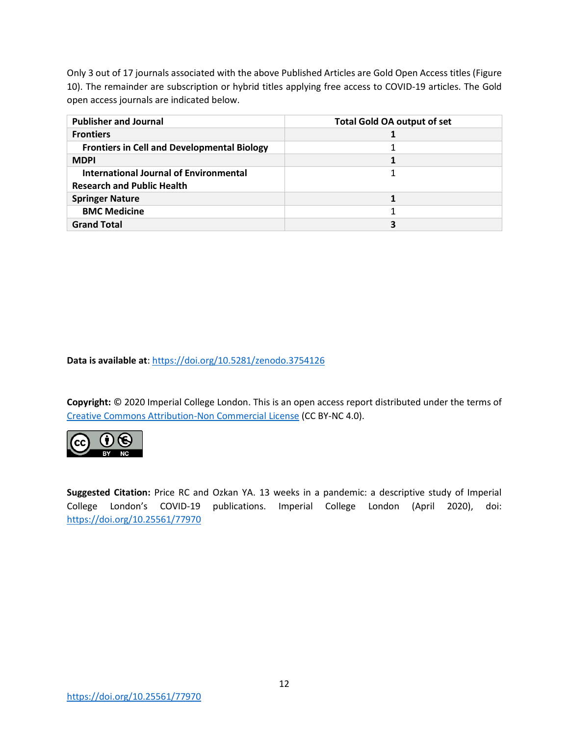Only 3 out of 17 journals associated with the above Published Articles are Gold Open Access titles (Figure 10). The remainder are subscription or hybrid titles applying free access to COVID-19 articles. The Gold open access journals are indicated below.

| Publisher and Journal | Total Gold OA output of set |
|---|---|
| **Frontiers** | **1** |
| **Frontiers in Cell and Developmental Biology** | 1 |
| **MDPI** | **1** |
| **International Journal of Environmental Research and Public Health** | 1 |
| **Springer Nature** | **1** |
| **BMC Medicine** | 1 |
| **Grand Total** | **3** |

**Data is available at**: https://doi.org/10.5281/zenodo.3754126

**Copyright:** © 2020 Imperial College London. This is an open access report distributed under the terms of Creative Commons Attribution-Non Commercial License (CC BY-NC 4.0).

**Suggested Citation:** Price RC and Ozkan YA. 13 weeks in a pandemic: a descriptive study of Imperial College London's COVID-19 publications. Imperial College London (April 2020), doi: https://doi.org/10.25561/77970